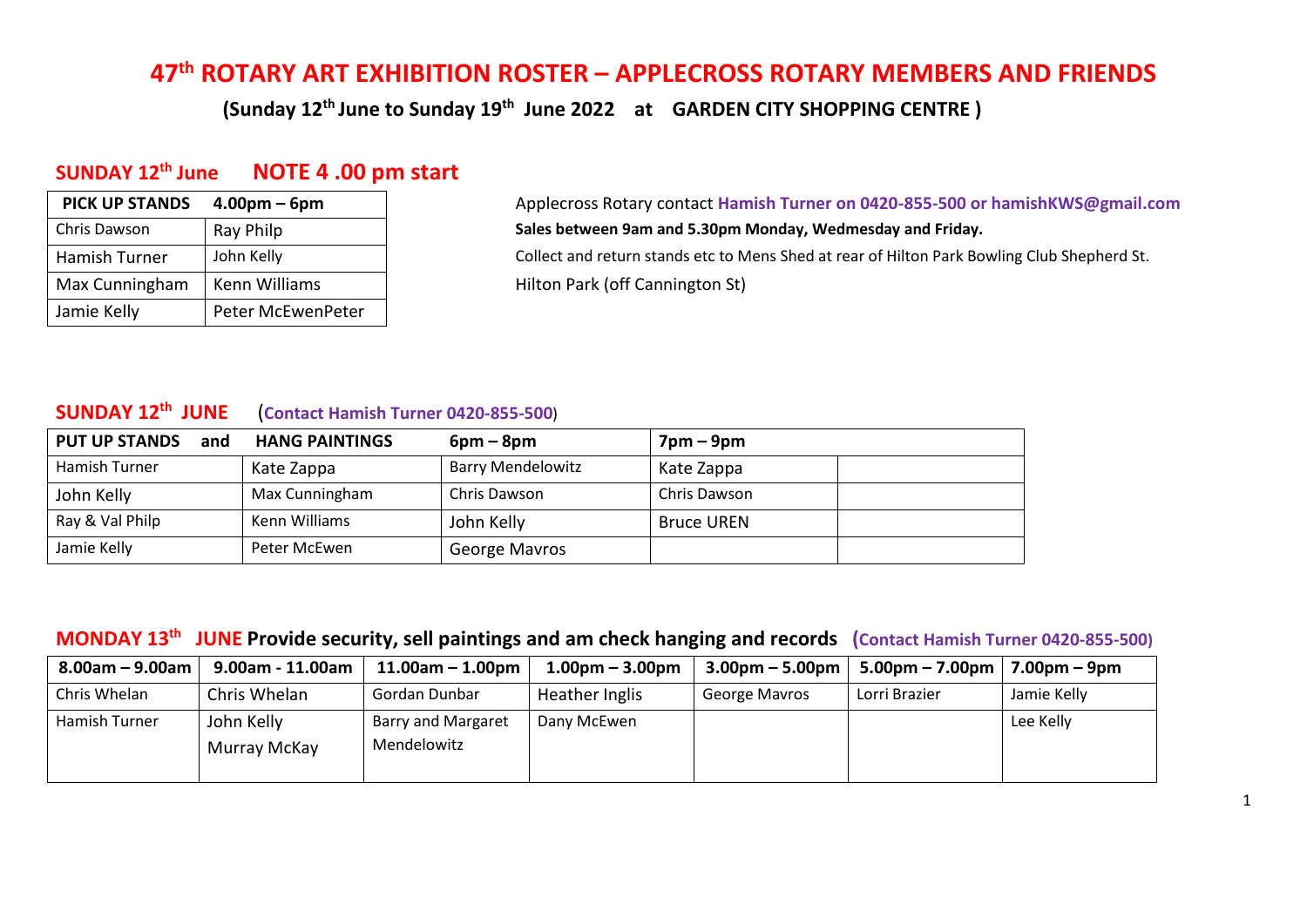# 47th ROTARY ART EXHIBITION ROSTER – APPLECROSS ROTARY MEMBERS AND FRIENDS

**(Sunday 12th June to Sunday 19th June 2022 at GARDEN CITY SHOPPING CENTRE )**

## SUNDAY 12th June NOTE 4 .00 pm start

| PICK UP STANDS | 4.00pm – 6pm |
|---|---|
| Chris Dawson | Ray Philp |
| Hamish Turner | John Kelly |
| Max Cunningham | Kenn Williams |
| Jamie Kelly | Peter McEwenPeter |

Applecross Rotary contact **Hamish Turner on 0420-855-500 or hamishKWS@gmail.com**

**Sales between 9am and 5.30pm Monday, Wedmesday and Friday.**

Collect and return stands etc to Mens Shed at rear of Hilton Park Bowling Club Shepherd St. Hilton Park (off Cannington St)

## SUNDAY 12th JUNE (**Contact Hamish Turner 0420-855-500**)

| PUT UP STANDS and | HANG PAINTINGS | 6pm – 8pm | 7pm – 9pm | |
|---|---|---|---|---|
| Hamish Turner | Kate Zappa | Barry Mendelowitz | Kate Zappa | |
| John Kelly | Max Cunningham | Chris Dawson | Chris Dawson | |
| Ray & Val Philp | Kenn Williams | John Kelly | Bruce UREN | |
| Jamie Kelly | Peter McEwen | George Mavros | | |

## MONDAY 13th JUNE Provide security, sell paintings and am check hanging and records (Contact Hamish Turner 0420-855-500)

| 8.00am – 9.00am | 9.00am - 11.00am | 11.00am – 1.00pm | 1.00pm – 3.00pm | 3.00pm – 5.00pm | 5.00pm – 7.00pm | 7.00pm – 9pm |
|---|---|---|---|---|---|---|
| Chris Whelan | Chris Whelan | Gordan Dunbar | Heather Inglis | George Mavros | Lorri Brazier | Jamie Kelly |
| Hamish Turner | John Kelly<br>Murray McKay | Barry and Margaret Mendelowitz | Dany McEwen | | | Lee Kelly |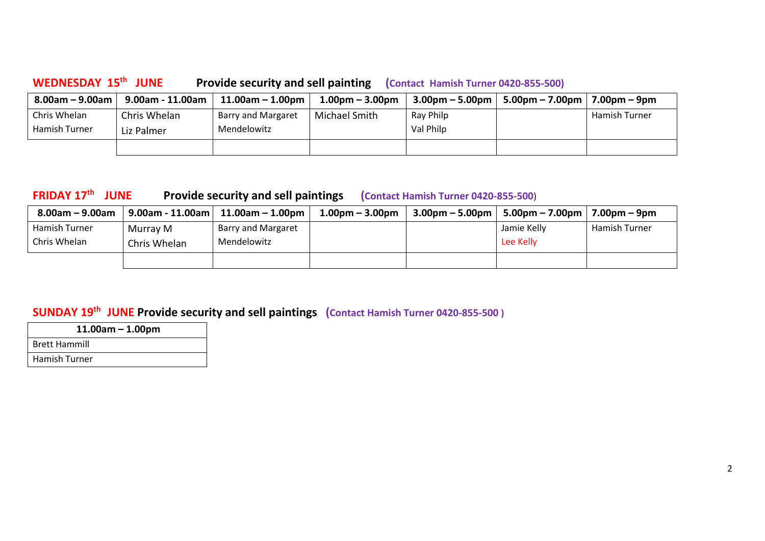## WEDNESDAY 15th JUNE Provide security and sell painting (Contact Hamish Turner 0420-855-500)

| 8.00am – 9.00am | 9.00am - 11.00am | 11.00am – 1.00pm | 1.00pm – 3.00pm | 3.00pm – 5.00pm | 5.00pm – 7.00pm | 7.00pm – 9pm |
|---|---|---|---|---|---|---|
| Chris Whelan<br>Hamish Turner | Chris Whelan<br>Liz Palmer | Barry and Margaret Mendelowitz | Michael Smith | Ray Philp<br>Val Philp | | Hamish Turner |
| | | | | | | |

## FRIDAY 17th JUNE Provide security and sell paintings (Contact Hamish Turner 0420-855-500)

| 8.00am – 9.00am | 9.00am - 11.00am | 11.00am – 1.00pm | 1.00pm – 3.00pm | 3.00pm – 5.00pm | 5.00pm – 7.00pm | 7.00pm – 9pm |
|---|---|---|---|---|---|---|
| Hamish Turner<br>Chris Whelan | Murray M<br>Chris Whelan | Barry and Margaret Mendelowitz | | | Jamie Kelly<br>Lee Kelly | Hamish Turner |
| | | | | | | |

## SUNDAY 19th JUNE Provide security and sell paintings (Contact Hamish Turner 0420-855-500 )

| 11.00am – 1.00pm |
|---|
| Brett Hammill |
| Hamish Turner |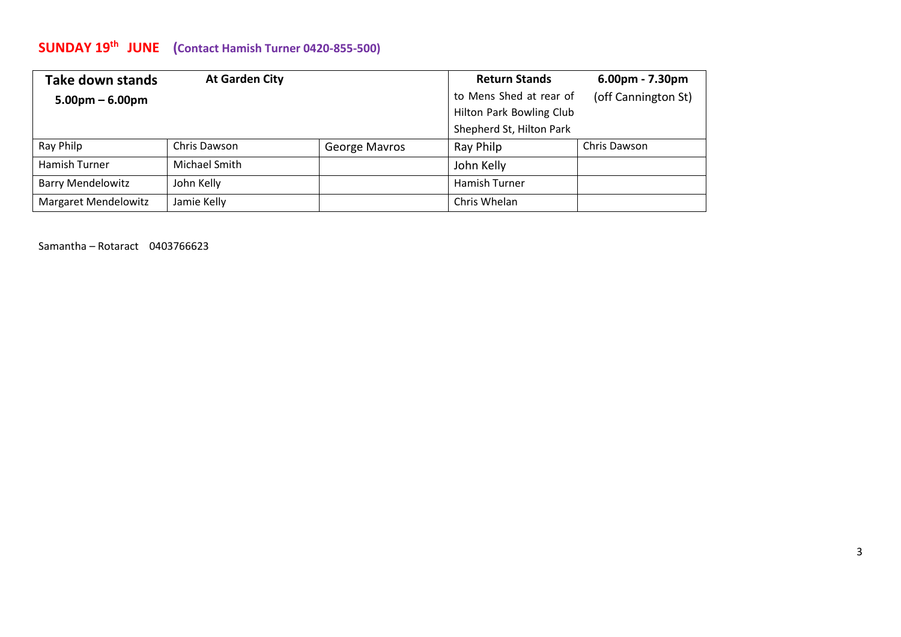## SUNDAY 19th JUNE (Contact Hamish Turner 0420-855-500)

| Take down stands 5.00pm – 6.00pm | At Garden City | | Return Stands to Mens Shed at rear of Hilton Park Bowling Club Shepherd St, Hilton Park | 6.00pm - 7.30pm (off Cannington St) |
|---|---|---|---|---|
| Ray Philp | Chris Dawson | George Mavros | Ray Philp | Chris Dawson |
| Hamish Turner | Michael Smith | | John Kelly | |
| Barry Mendelowitz | John Kelly | | Hamish Turner | |
| Margaret Mendelowitz | Jamie Kelly | | Chris Whelan | |

Samantha – Rotaract 0403766623